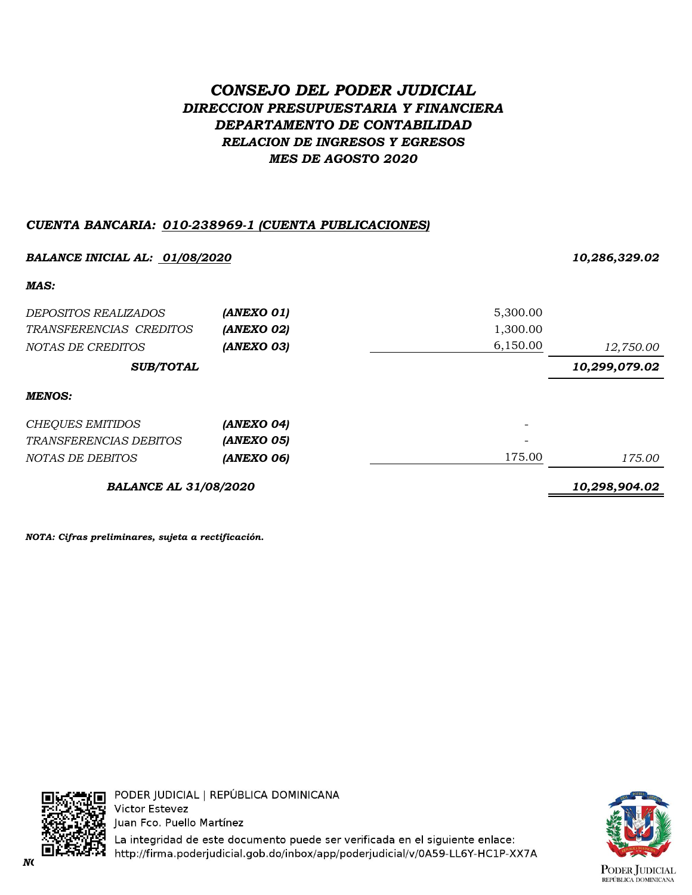# *CONSEJO DEL PODER JUDICIAL*

## *DIRECCION PRESUPUESTARIA Y FINANCIERA*

## *DEPARTAMENTO DE CONTABILIDAD*

## *RELACION DE INGRESOS Y EGRESOS*

## *MES DE AGOSTO 2020*

***CUENTA BANCARIA: 010-238969-1 (CUENTA PUBLICACIONES)***

| | | | |
|---|---|---|---|
| ***BALANCE INICIAL AL: 01/08/2020*** | | | ***10,286,329.02*** |
| ***MAS:*** | | | |
| *DEPOSITOS REALIZADOS* | ***(ANEXO 01)*** | 5,300.00 | |
| *TRANSFERENCIAS CREDITOS* | ***(ANEXO 02)*** | 1,300.00 | |
| *NOTAS DE CREDITOS* | ***(ANEXO 03)*** | 6,150.00 | *12,750.00* |
| ***SUB/TOTAL*** | | | ***10,299,079.02*** |
| ***MENOS:*** | | | |
| *CHEQUES EMITIDOS* | ***(ANEXO 04)*** | - | |
| *TRANSFERENCIAS DEBITOS* | ***(ANEXO 05)*** | - | |
| *NOTAS DE DEBITOS* | ***(ANEXO 06)*** | 175.00 | *175.00* |
| ***BALANCE AL 31/08/2020*** | | | ***10,298,904.02*** |

***NOTA: Cifras preliminares, sujeta a rectificación.***

PODER JUDICIAL | REPÚBLICA DOMINICANA
Victor Estevez
Juan Fco. Puello Martínez
La integridad de este documento puede ser verificada en el siguiente enlace:
http://firma.poderjudicial.gob.do/inbox/app/poderjudicial/v/0A59-LL6Y-HC1P-XX7A

PODER JUDICIAL
REPÚBLICA DOMINICANA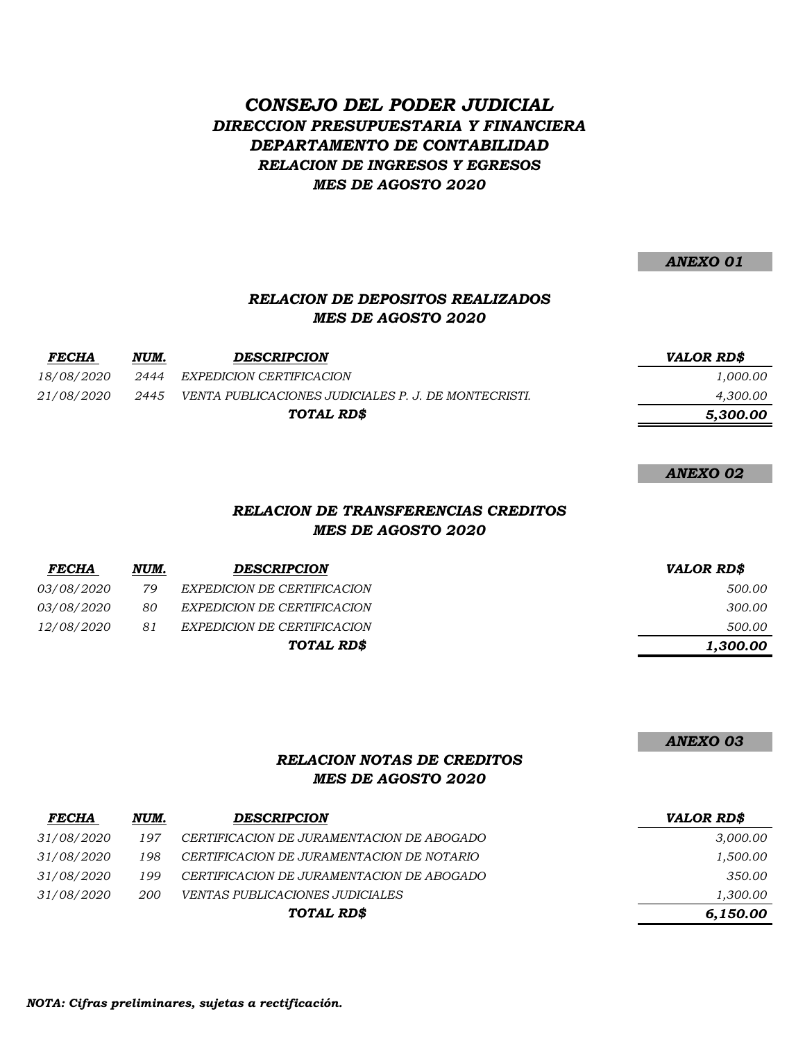# *CONSEJO DEL PODER JUDICIAL*
## *DIRECCION PRESUPUESTARIA Y FINANCIERA*
## *DEPARTAMENTO DE CONTABILIDAD*
## *RELACION DE INGRESOS Y EGRESOS*
## *MES DE AGOSTO 2020*

**ANEXO 01**

### *RELACION DE DEPOSITOS REALIZADOS*
### *MES DE AGOSTO 2020*

| *FECHA* | *NUM.* | *DESCRIPCION* | *VALOR RD$* |
|---|---|---|---|
| 18/08/2020 | 2444 | EXPEDICION CERTIFICACION | 1,000.00 |
| 21/08/2020 | 2445 | VENTA PUBLICACIONES JUDICIALES P. J. DE MONTECRISTI. | 4,300.00 |
| | | **TOTAL RD$** | **5,300.00** |

**ANEXO 02**

### *RELACION DE TRANSFERENCIAS CREDITOS*
### *MES DE AGOSTO 2020*

| *FECHA* | *NUM.* | *DESCRIPCION* | *VALOR RD$* |
|---|---|---|---|
| 03/08/2020 | 79 | EXPEDICION DE CERTIFICACION | 500.00 |
| 03/08/2020 | 80 | EXPEDICION DE CERTIFICACION | 300.00 |
| 12/08/2020 | 81 | EXPEDICION DE CERTIFICACION | 500.00 |
| | | **TOTAL RD$** | **1,300.00** |

**ANEXO 03**

### *RELACION NOTAS DE CREDITOS*
### *MES DE AGOSTO 2020*

| *FECHA* | *NUM.* | *DESCRIPCION* | *VALOR RD$* |
|---|---|---|---|
| 31/08/2020 | 197 | CERTIFICACION DE JURAMENTACION DE ABOGADO | 3,000.00 |
| 31/08/2020 | 198 | CERTIFICACION DE JURAMENTACION DE NOTARIO | 1,500.00 |
| 31/08/2020 | 199 | CERTIFICACION DE JURAMENTACION DE ABOGADO | 350.00 |
| 31/08/2020 | 200 | VENTAS PUBLICACIONES JUDICIALES | 1,300.00 |
| | | **TOTAL RD$** | **6,150.00** |

***NOTA: Cifras preliminares, sujetas a rectificación.***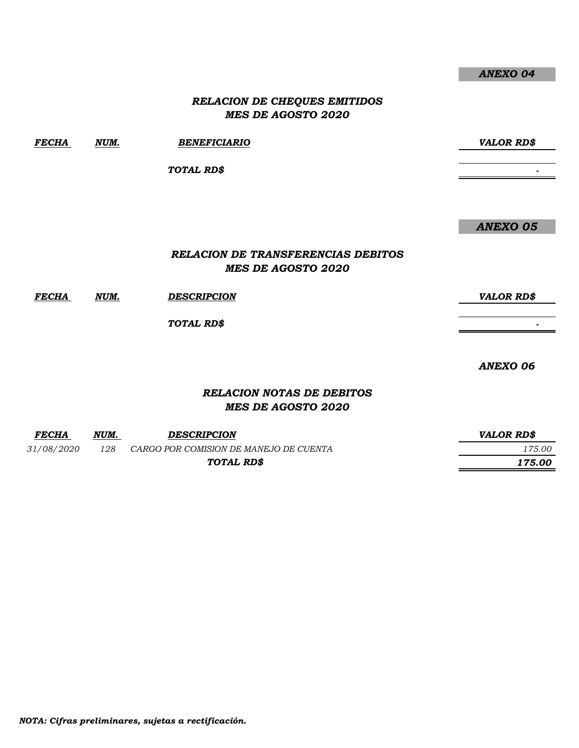*ANEXO 04*

### *RELACION DE CHEQUES EMITIDOS*
### *MES DE AGOSTO 2020*

| *FECHA* | *NUM.* | *BENEFICIARIO* | *VALOR RD$* |
|---|---|---|---|
| | | *TOTAL RD$* | - |

*ANEXO 05*

### *RELACION DE TRANSFERENCIAS DEBITOS*
### *MES DE AGOSTO 2020*

| *FECHA* | *NUM.* | *DESCRIPCION* | *VALOR RD$* |
|---|---|---|---|
| | | *TOTAL RD$* | - |

*ANEXO 06*

### *RELACION NOTAS DE DEBITOS*
### *MES DE AGOSTO 2020*

| *FECHA* | *NUM.* | *DESCRIPCION* | *VALOR RD$* |
|---|---|---|---|
| *31/08/2020* | *128* | *CARGO POR COMISION DE MANEJO DE CUENTA* | *175.00* |
| | | ***TOTAL RD$*** | ***175.00*** |

***NOTA: Cifras preliminares, sujetas a rectificación.***